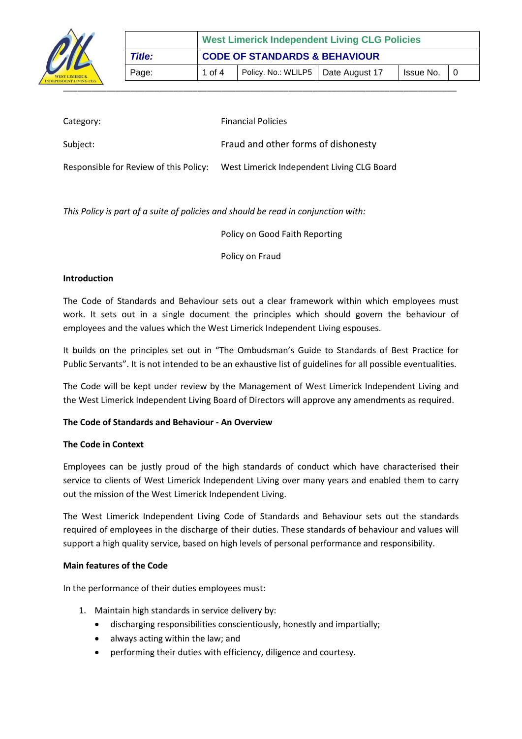| | West Limerick Independent Living CLG Policies | | | | |
|---|---|---|---|---|---|
| *Title:* | CODE OF STANDARDS & BEHAVIOUR | | | | |
| Page: | 1 of 4 | Policy. No.: WLILP5 | Date August 17 | Issue No. | 0 |

| | |
|---|---|
| Category: | Financial Policies |
| Subject: | Fraud and other forms of dishonesty |
| Responsible for Review of this Policy: | West Limerick Independent Living CLG Board |

*This Policy is part of a suite of policies and should be read in conjunction with:*

Policy on Good Faith Reporting

Policy on Fraud

**Introduction**

The Code of Standards and Behaviour sets out a clear framework within which employees must work. It sets out in a single document the principles which should govern the behaviour of employees and the values which the West Limerick Independent Living espouses.

It builds on the principles set out in "The Ombudsman's Guide to Standards of Best Practice for Public Servants". It is not intended to be an exhaustive list of guidelines for all possible eventualities.

The Code will be kept under review by the Management of West Limerick Independent Living and the West Limerick Independent Living Board of Directors will approve any amendments as required.

**The Code of Standards and Behaviour - An Overview**

**The Code in Context**

Employees can be justly proud of the high standards of conduct which have characterised their service to clients of West Limerick Independent Living over many years and enabled them to carry out the mission of the West Limerick Independent Living.

The West Limerick Independent Living Code of Standards and Behaviour sets out the standards required of employees in the discharge of their duties. These standards of behaviour and values will support a high quality service, based on high levels of personal performance and responsibility.

**Main features of the Code**

In the performance of their duties employees must:

1. Maintain high standards in service delivery by:
   - discharging responsibilities conscientiously, honestly and impartially;
   - always acting within the law; and
   - performing their duties with efficiency, diligence and courtesy.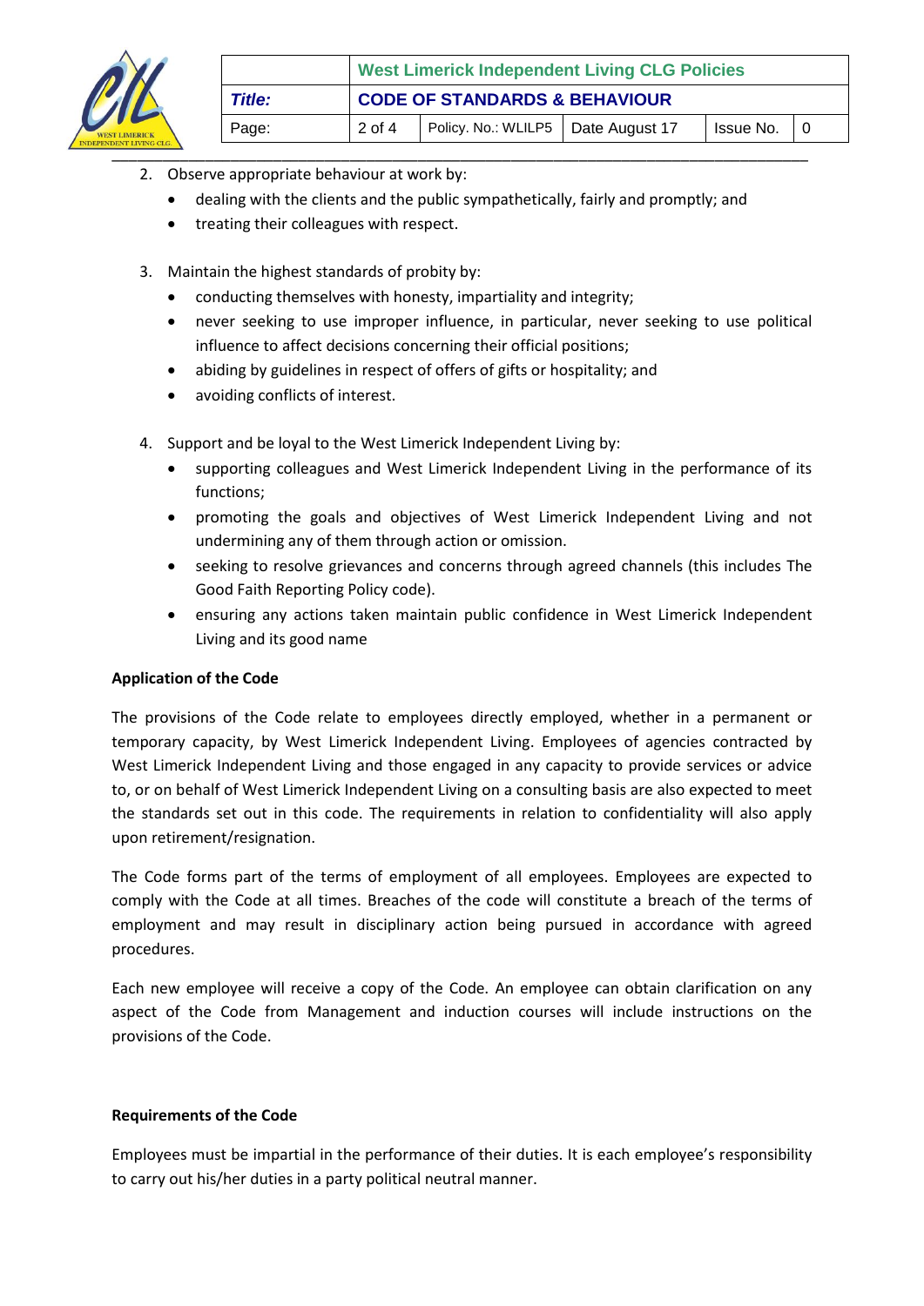2. Observe appropriate behaviour at work by:
   - dealing with the clients and the public sympathetically, fairly and promptly; and
   - treating their colleagues with respect.

3. Maintain the highest standards of probity by:
   - conducting themselves with honesty, impartiality and integrity;
   - never seeking to use improper influence, in particular, never seeking to use political influence to affect decisions concerning their official positions;
   - abiding by guidelines in respect of offers of gifts or hospitality; and
   - avoiding conflicts of interest.

4. Support and be loyal to the West Limerick Independent Living by:
   - supporting colleagues and West Limerick Independent Living in the performance of its functions;
   - promoting the goals and objectives of West Limerick Independent Living and not undermining any of them through action or omission.
   - seeking to resolve grievances and concerns through agreed channels (this includes The Good Faith Reporting Policy code).
   - ensuring any actions taken maintain public confidence in West Limerick Independent Living and its good name

**Application of the Code**

The provisions of the Code relate to employees directly employed, whether in a permanent or temporary capacity, by West Limerick Independent Living. Employees of agencies contracted by West Limerick Independent Living and those engaged in any capacity to provide services or advice to, or on behalf of West Limerick Independent Living on a consulting basis are also expected to meet the standards set out in this code. The requirements in relation to confidentiality will also apply upon retirement/resignation.

The Code forms part of the terms of employment of all employees. Employees are expected to comply with the Code at all times. Breaches of the code will constitute a breach of the terms of employment and may result in disciplinary action being pursued in accordance with agreed procedures.

Each new employee will receive a copy of the Code. An employee can obtain clarification on any aspect of the Code from Management and induction courses will include instructions on the provisions of the Code.

**Requirements of the Code**

Employees must be impartial in the performance of their duties. It is each employee's responsibility to carry out his/her duties in a party political neutral manner.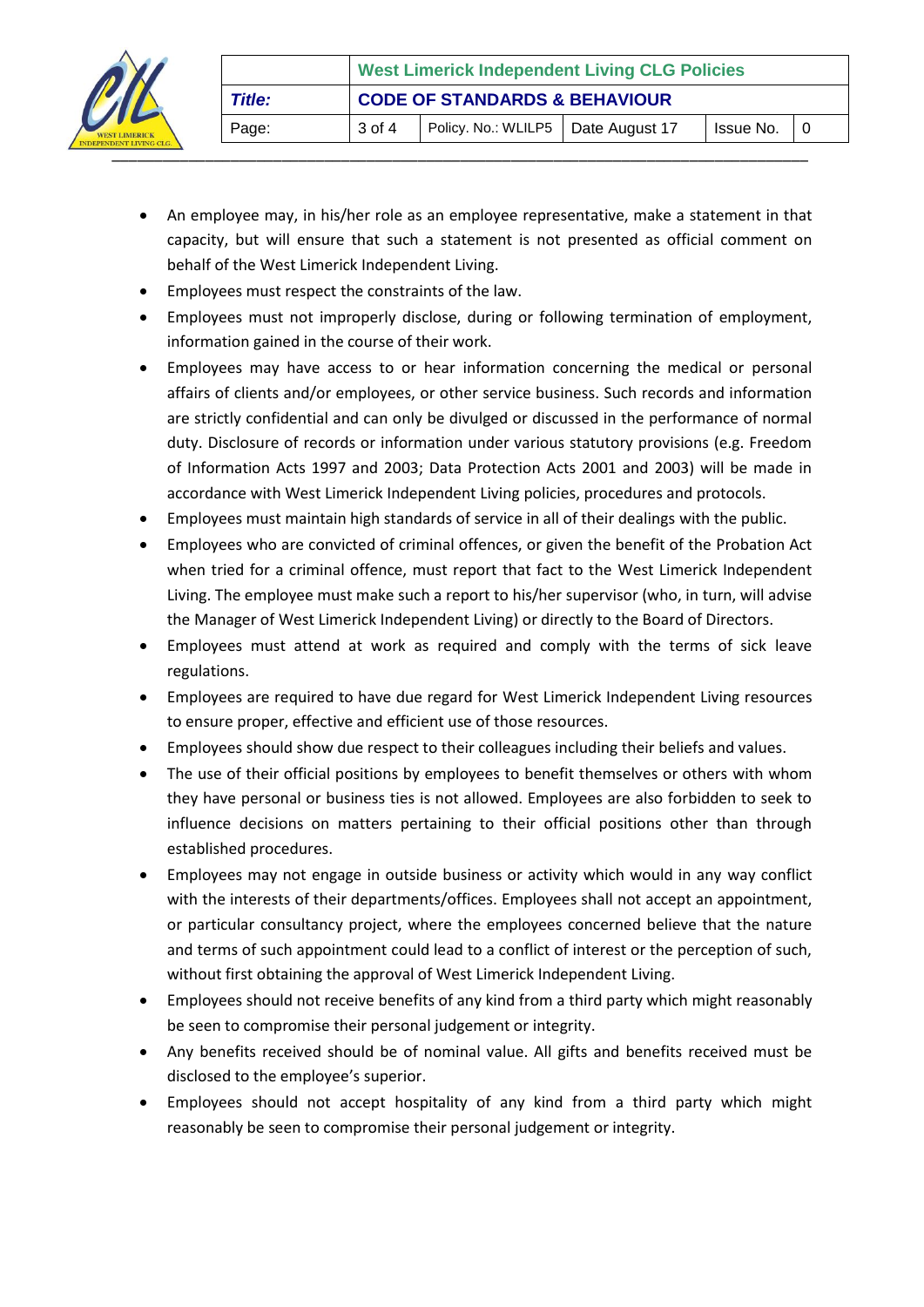- An employee may, in his/her role as an employee representative, make a statement in that capacity, but will ensure that such a statement is not presented as official comment on behalf of the West Limerick Independent Living.
- Employees must respect the constraints of the law.
- Employees must not improperly disclose, during or following termination of employment, information gained in the course of their work.
- Employees may have access to or hear information concerning the medical or personal affairs of clients and/or employees, or other service business. Such records and information are strictly confidential and can only be divulged or discussed in the performance of normal duty. Disclosure of records or information under various statutory provisions (e.g. Freedom of Information Acts 1997 and 2003; Data Protection Acts 2001 and 2003) will be made in accordance with West Limerick Independent Living policies, procedures and protocols.
- Employees must maintain high standards of service in all of their dealings with the public.
- Employees who are convicted of criminal offences, or given the benefit of the Probation Act when tried for a criminal offence, must report that fact to the West Limerick Independent Living. The employee must make such a report to his/her supervisor (who, in turn, will advise the Manager of West Limerick Independent Living) or directly to the Board of Directors.
- Employees must attend at work as required and comply with the terms of sick leave regulations.
- Employees are required to have due regard for West Limerick Independent Living resources to ensure proper, effective and efficient use of those resources.
- Employees should show due respect to their colleagues including their beliefs and values.
- The use of their official positions by employees to benefit themselves or others with whom they have personal or business ties is not allowed. Employees are also forbidden to seek to influence decisions on matters pertaining to their official positions other than through established procedures.
- Employees may not engage in outside business or activity which would in any way conflict with the interests of their departments/offices. Employees shall not accept an appointment, or particular consultancy project, where the employees concerned believe that the nature and terms of such appointment could lead to a conflict of interest or the perception of such, without first obtaining the approval of West Limerick Independent Living.
- Employees should not receive benefits of any kind from a third party which might reasonably be seen to compromise their personal judgement or integrity.
- Any benefits received should be of nominal value. All gifts and benefits received must be disclosed to the employee's superior.
- Employees should not accept hospitality of any kind from a third party which might reasonably be seen to compromise their personal judgement or integrity.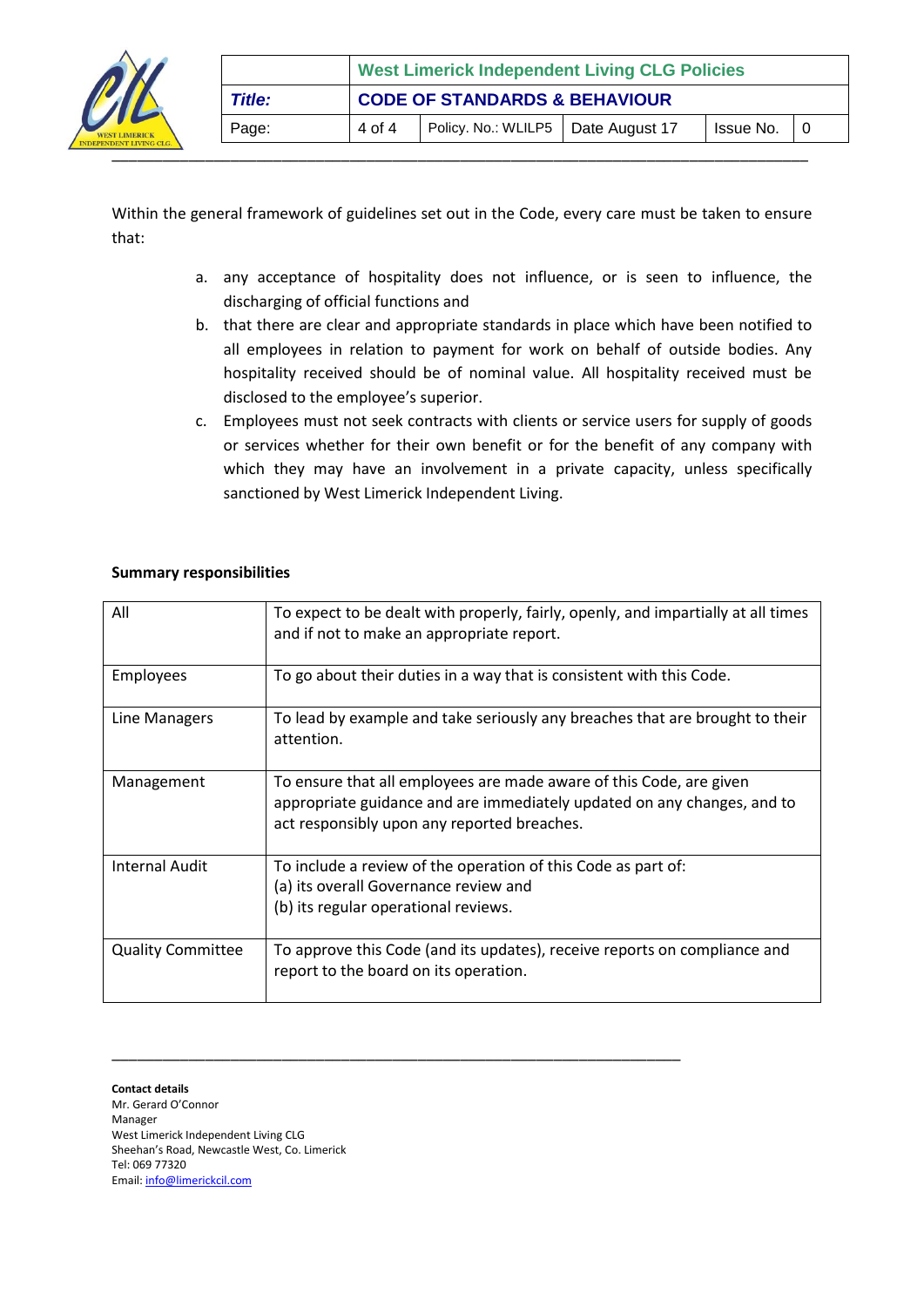Within the general framework of guidelines set out in the Code, every care must be taken to ensure that:

a. any acceptance of hospitality does not influence, or is seen to influence, the discharging of official functions and
b. that there are clear and appropriate standards in place which have been notified to all employees in relation to payment for work on behalf of outside bodies. Any hospitality received should be of nominal value. All hospitality received must be disclosed to the employee's superior.
c. Employees must not seek contracts with clients or service users for supply of goods or services whether for their own benefit or for the benefit of any company with which they may have an involvement in a private capacity, unless specifically sanctioned by West Limerick Independent Living.

**Summary responsibilities**

| | |
|---|---|
| All | To expect to be dealt with properly, fairly, openly, and impartially at all times and if not to make an appropriate report. |
| Employees | To go about their duties in a way that is consistent with this Code. |
| Line Managers | To lead by example and take seriously any breaches that are brought to their attention. |
| Management | To ensure that all employees are made aware of this Code, are given appropriate guidance and are immediately updated on any changes, and to act responsibly upon any reported breaches. |
| Internal Audit | To include a review of the operation of this Code as part of:<br>(a) its overall Governance review and<br>(b) its regular operational reviews. |
| Quality Committee | To approve this Code (and its updates), receive reports on compliance and report to the board on its operation. |

**Contact details**
Mr. Gerard O'Connor
Manager
West Limerick Independent Living CLG
Sheehan's Road, Newcastle West, Co. Limerick
Tel: 069 77320
Email: info@limerickcil.com